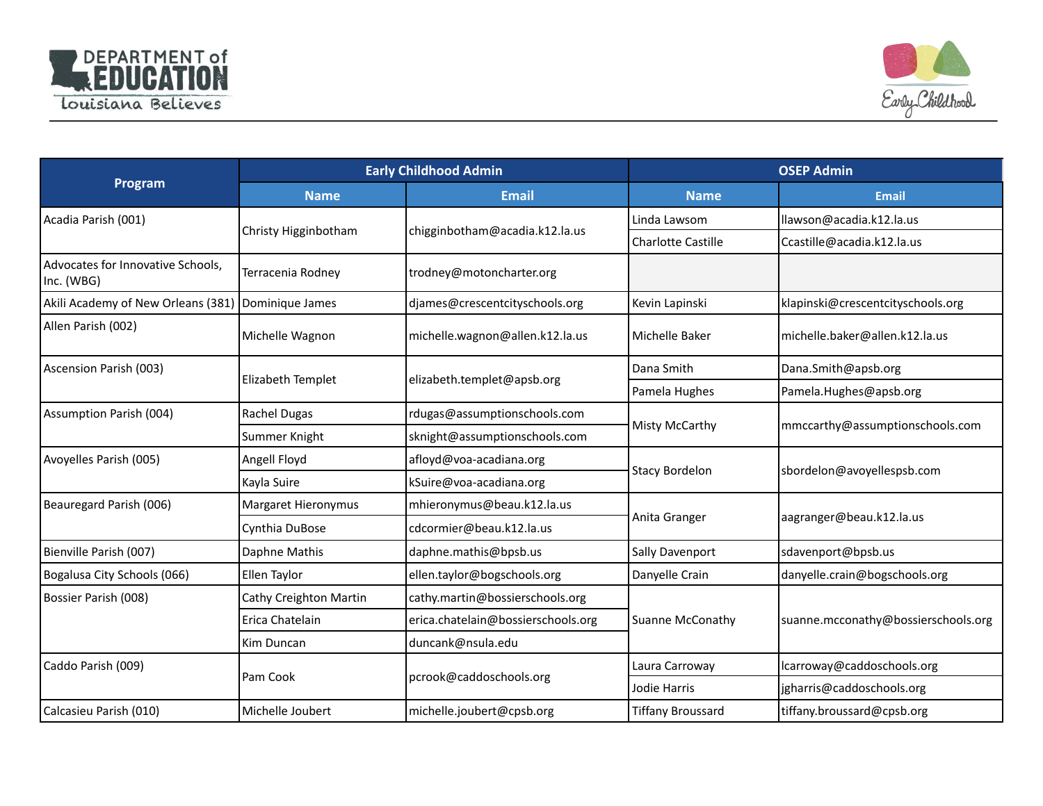Louisiana Department of Education — Louisiana Believes

Early Childhood

| Program | Early Childhood Admin | | OSEP Admin | |
|---|---|---|---|---|
| | Name | Email | Name | Email |
| Acadia Parish (001) | Christy Higginbotham | chigginbotham@acadia.k12.la.us | Linda Lawsom | llawson@acadia.k12.la.us |
| | | | Charlotte Castille | Ccastille@acadia.k12.la.us |
| Advocates for Innovative Schools, Inc. (WBG) | Terracenia Rodney | trodney@motoncharter.org | | |
| Akili Academy of New Orleans (381) | Dominique James | djames@crescentcityschools.org | Kevin Lapinski | klapinski@crescentcityschools.org |
| Allen Parish (002) | Michelle Wagnon | michelle.wagnon@allen.k12.la.us | Michelle Baker | michelle.baker@allen.k12.la.us |
| Ascension Parish (003) | Elizabeth Templet | elizabeth.templet@apsb.org | Dana Smith | Dana.Smith@apsb.org |
| | | | Pamela Hughes | Pamela.Hughes@apsb.org |
| Assumption Parish (004) | Rachel Dugas | rdugas@assumptionschools.com | Misty McCarthy | mmccarthy@assumptionschools.com |
| | Summer Knight | sknight@assumptionschools.com | | |
| Avoyelles Parish (005) | Angell Floyd | afloyd@voa-acadiana.org | Stacy Bordelon | sbordelon@avoyellespsb.com |
| | Kayla Suire | kSuire@voa-acadiana.org | | |
| Beauregard Parish (006) | Margaret Hieronymus | mhieronymus@beau.k12.la.us | Anita Granger | aagranger@beau.k12.la.us |
| | Cynthia DuBose | cdcormier@beau.k12.la.us | | |
| Bienville Parish (007) | Daphne Mathis | daphne.mathis@bpsb.us | Sally Davenport | sdavenport@bpsb.us |
| Bogalusa City Schools (066) | Ellen Taylor | ellen.taylor@bogschools.org | Danyelle Crain | danyelle.crain@bogschools.org |
| Bossier Parish (008) | Cathy Creighton Martin | cathy.martin@bossierschools.org | Suanne McConathy | suanne.mcconathy@bossierschools.org |
| | Erica Chatelain | erica.chatelain@bossierschools.org | | |
| | Kim Duncan | duncank@nsula.edu | | |
| Caddo Parish (009) | Pam Cook | pcrook@caddoschools.org | Laura Carroway | lcarroway@caddoschools.org |
| | | | Jodie Harris | jgharris@caddoschools.org |
| Calcasieu Parish (010) | Michelle Joubert | michelle.joubert@cpsb.org | Tiffany Broussard | tiffany.broussard@cpsb.org |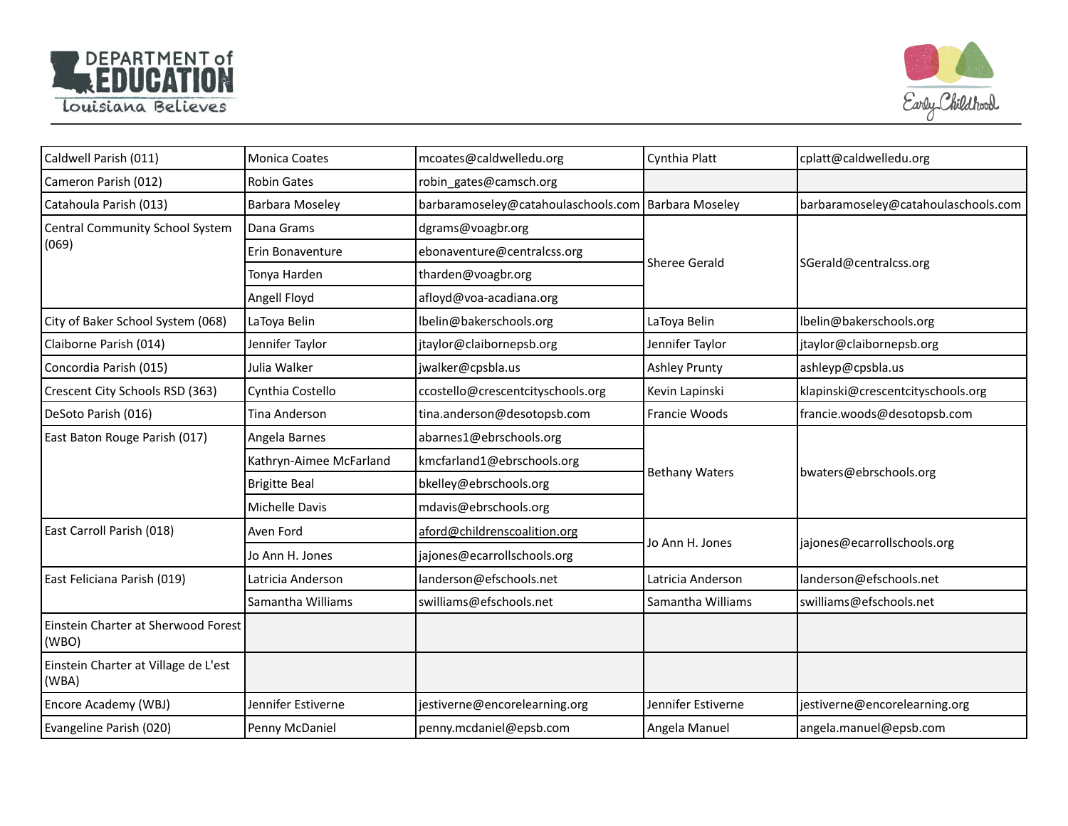| | | | | |
|---|---|---|---|---|
| Caldwell Parish (011) | Monica Coates | mcoates@caldwelledu.org | Cynthia Platt | cplatt@caldwelledu.org |
| Cameron Parish (012) | Robin Gates | robin_gates@camsch.org | | |
| Catahoula Parish (013) | Barbara Moseley | barbaramoseley@catahoulaschools.com | Barbara Moseley | barbaramoseley@catahoulaschools.com |
| Central Community School System (069) | Dana Grams | dgrams@voagbr.org | Sheree Gerald | SGerald@centralcss.org |
| | Erin Bonaventure | ebonaventure@centralcss.org | | |
| | Tonya Harden | tharden@voagbr.org | | |
| | Angell Floyd | afloyd@voa-acadiana.org | | |
| City of Baker School System (068) | LaToya Belin | lbelin@bakerschools.org | LaToya Belin | lbelin@bakerschools.org |
| Claiborne Parish (014) | Jennifer Taylor | jtaylor@claibornepsb.org | Jennifer Taylor | jtaylor@claibornepsb.org |
| Concordia Parish (015) | Julia Walker | jwalker@cpsbla.us | Ashley Prunty | ashleyp@cpsbla.us |
| Crescent City Schools RSD (363) | Cynthia Costello | ccostello@crescentcityschools.org | Kevin Lapinski | klapinski@crescentcityschools.org |
| DeSoto Parish (016) | Tina Anderson | tina.anderson@desotopsb.com | Francie Woods | francie.woods@desotopsb.com |
| East Baton Rouge Parish (017) | Angela Barnes | abarnes1@ebrschools.org | Bethany Waters | bwaters@ebrschools.org |
| | Kathryn-Aimee McFarland | kmcfarland1@ebrschools.org | | |
| | Brigitte Beal | bkelley@ebrschools.org | | |
| | Michelle Davis | mdavis@ebrschools.org | | |
| East Carroll Parish (018) | Aven Ford | aford@childrenscoalition.org | Jo Ann H. Jones | jajones@ecarrollschools.org |
| | Jo Ann H. Jones | jajones@ecarrollschools.org | | |
| East Feliciana Parish (019) | Latricia Anderson | landerson@efschools.net | Latricia Anderson | landerson@efschools.net |
| | Samantha Williams | swilliams@efschools.net | Samantha Williams | swilliams@efschools.net |
| Einstein Charter at Sherwood Forest (WBO) | | | | |
| Einstein Charter at Village de L'est (WBA) | | | | |
| Encore Academy (WBJ) | Jennifer Estiverne | jestiverne@encorelearning.org | Jennifer Estiverne | jestiverne@encorelearning.org |
| Evangeline Parish (020) | Penny McDaniel | penny.mcdaniel@epsb.com | Angela Manuel | angela.manuel@epsb.com |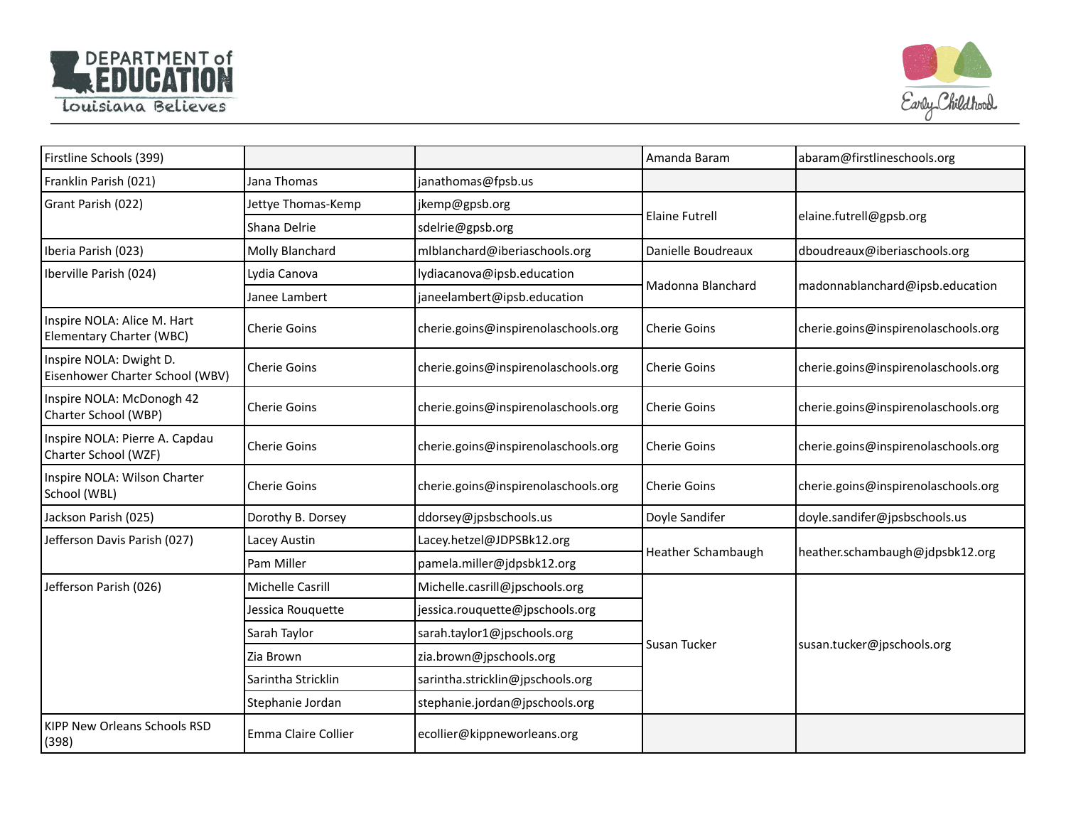| | | | | |
|---|---|---|---|---|
| Firstline Schools (399) | | | Amanda Baram | abaram@firstlineschools.org |
| Franklin Parish (021) | Jana Thomas | janathomas@fpsb.us | | |
| Grant Parish (022) | Jettye Thomas-Kemp | jkemp@gpsb.org | Elaine Futrell | elaine.futrell@gpsb.org |
| | Shana Delrie | sdelrie@gpsb.org | | |
| Iberia Parish (023) | Molly Blanchard | mlblanchard@iberiaschools.org | Danielle Boudreaux | dboudreaux@iberiaschools.org |
| Iberville Parish (024) | Lydia Canova | lydiacanova@ipsb.education | Madonna Blanchard | madonnablanchard@ipsb.education |
| | Janee Lambert | janeelambert@ipsb.education | | |
| Inspire NOLA: Alice M. Hart Elementary Charter (WBC) | Cherie Goins | cherie.goins@inspirenolaschools.org | Cherie Goins | cherie.goins@inspirenolaschools.org |
| Inspire NOLA: Dwight D. Eisenhower Charter School (WBV) | Cherie Goins | cherie.goins@inspirenolaschools.org | Cherie Goins | cherie.goins@inspirenolaschools.org |
| Inspire NOLA: McDonogh 42 Charter School (WBP) | Cherie Goins | cherie.goins@inspirenolaschools.org | Cherie Goins | cherie.goins@inspirenolaschools.org |
| Inspire NOLA: Pierre A. Capdau Charter School (WZF) | Cherie Goins | cherie.goins@inspirenolaschools.org | Cherie Goins | cherie.goins@inspirenolaschools.org |
| Inspire NOLA: Wilson Charter School (WBL) | Cherie Goins | cherie.goins@inspirenolaschools.org | Cherie Goins | cherie.goins@inspirenolaschools.org |
| Jackson Parish (025) | Dorothy B. Dorsey | ddorsey@jpsbschools.us | Doyle Sandifer | doyle.sandifer@jpsbschools.us |
| Jefferson Davis Parish (027) | Lacey Austin | Lacey.hetzel@JDPSBk12.org | Heather Schambaugh | heather.schambaugh@jdpsbk12.org |
| | Pam Miller | pamela.miller@jdpsbk12.org | | |
| Jefferson Parish (026) | Michelle Casrill | Michelle.casrill@jpschools.org | Susan Tucker | susan.tucker@jpschools.org |
| | Jessica Rouquette | jessica.rouquette@jpschools.org | | |
| | Sarah Taylor | sarah.taylor1@jpschools.org | | |
| | Zia Brown | zia.brown@jpschools.org | | |
| | Sarintha Stricklin | sarintha.stricklin@jpschools.org | | |
| | Stephanie Jordan | stephanie.jordan@jpschools.org | | |
| KIPP New Orleans Schools RSD (398) | Emma Claire Collier | ecollier@kippneworleans.org | | |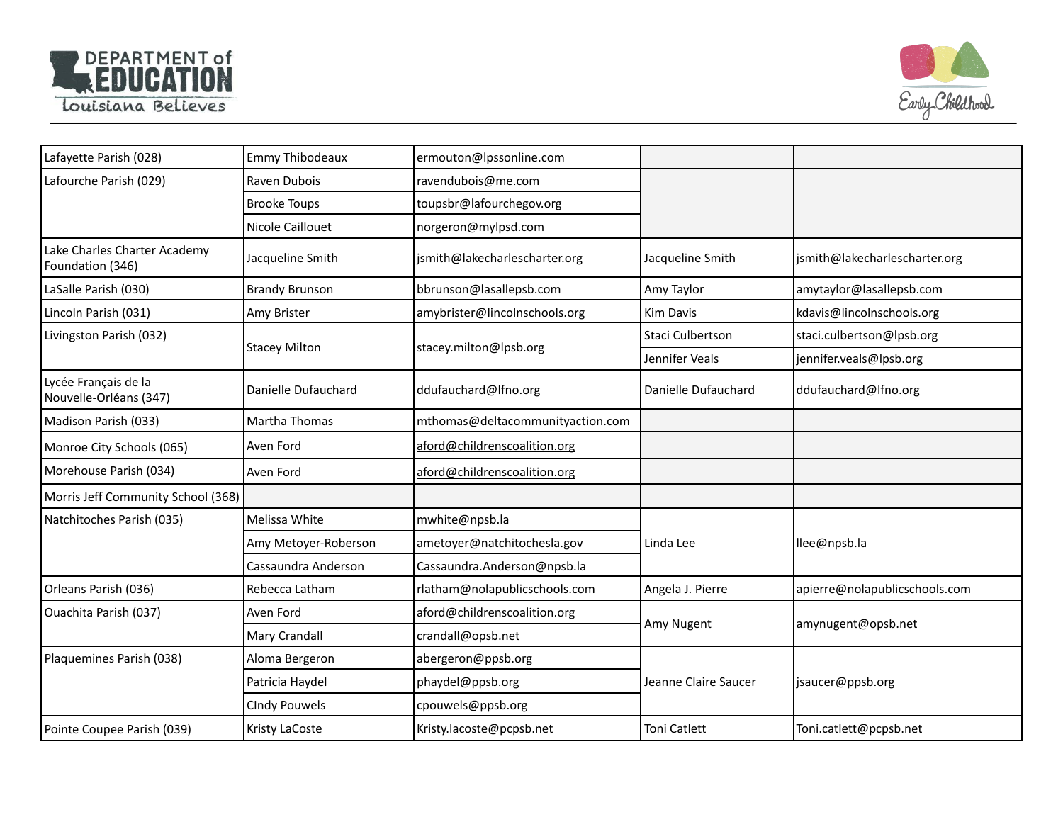| | | | | |
|---|---|---|---|---|
| Lafayette Parish (028) | Emmy Thibodeaux | ermouton@lpssonline.com | | |
| Lafourche Parish (029) | Raven Dubois | ravendubois@me.com | | |
| | Brooke Toups | toupsbr@lafourchegov.org | | |
| | Nicole Caillouet | norgeron@mylpsd.com | | |
| Lake Charles Charter Academy Foundation (346) | Jacqueline Smith | jsmith@lakecharlescharter.org | Jacqueline Smith | jsmith@lakecharlescharter.org |
| LaSalle Parish (030) | Brandy Brunson | bbrunson@lasallepsb.com | Amy Taylor | amytaylor@lasallepsb.com |
| Lincoln Parish (031) | Amy Brister | amybrister@lincolnschools.org | Kim Davis | kdavis@lincolnschools.org |
| Livingston Parish (032) | Stacey Milton | stacey.milton@lpsb.org | Staci Culbertson | staci.culbertson@lpsb.org |
| | | | Jennifer Veals | jennifer.veals@lpsb.org |
| Lycée Français de la Nouvelle-Orléans (347) | Danielle Dufauchard | ddufauchard@lfno.org | Danielle Dufauchard | ddufauchard@lfno.org |
| Madison Parish (033) | Martha Thomas | mthomas@deltacommunityaction.com | | |
| Monroe City Schools (065) | Aven Ford | aford@childrenscoalition.org | | |
| Morehouse Parish (034) | Aven Ford | aford@childrenscoalition.org | | |
| Morris Jeff Community School (368) | | | | |
| Natchitoches Parish (035) | Melissa White | mwhite@npsb.la | Linda Lee | llee@npsb.la |
| | Amy Metoyer-Roberson | ametoyer@natchitochesla.gov | | |
| | Cassaundra Anderson | Cassaundra.Anderson@npsb.la | | |
| Orleans Parish (036) | Rebecca Latham | rlatham@nolapublicschools.com | Angela J. Pierre | apierre@nolapublicschools.com |
| Ouachita Parish (037) | Aven Ford | aford@childrenscoalition.org | Amy Nugent | amynugent@opsb.net |
| | Mary Crandall | crandall@opsb.net | | |
| Plaquemines Parish (038) | Aloma Bergeron | abergeron@ppsb.org | Jeanne Claire Saucer | jsaucer@ppsb.org |
| | Patricia Haydel | phaydel@ppsb.org | | |
| | CIndy Pouwels | cpouwels@ppsb.org | | |
| Pointe Coupee Parish (039) | Kristy LaCoste | Kristy.lacoste@pcpsb.net | Toni Catlett | Toni.catlett@pcpsb.net |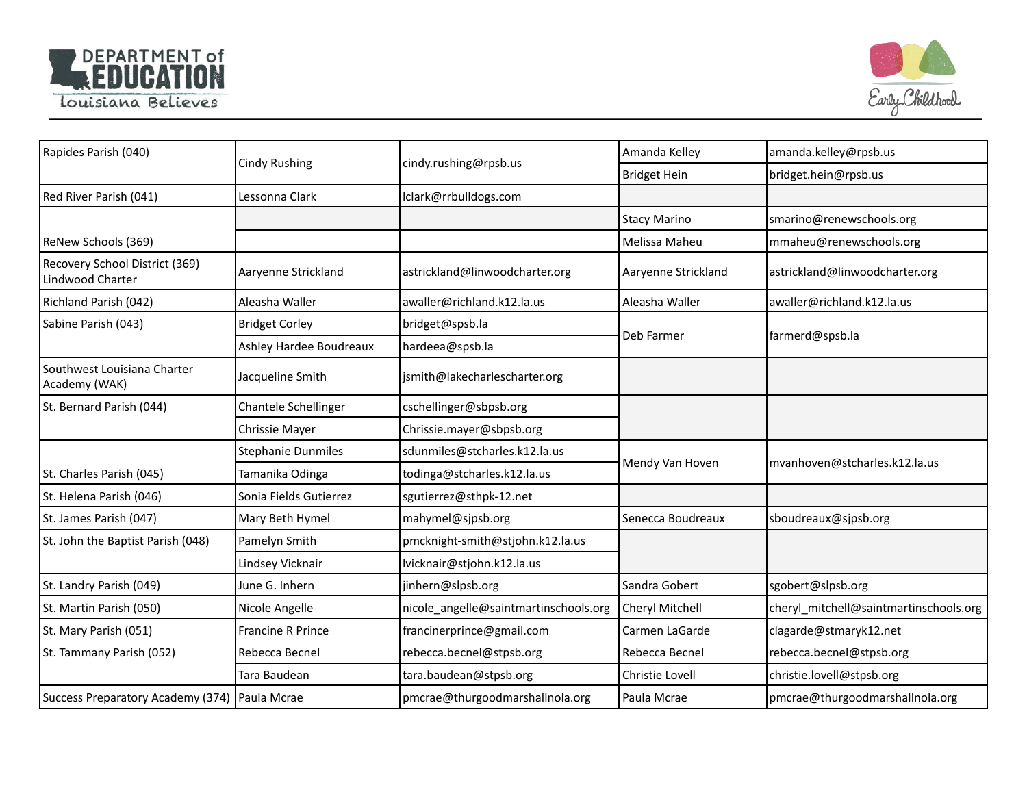| | | | | |
|---|---|---|---|---|
| Rapides Parish (040) | Cindy Rushing | cindy.rushing@rpsb.us | Amanda Kelley | amanda.kelley@rpsb.us |
| | | | Bridget Hein | bridget.hein@rpsb.us |
| Red River Parish (041) | Lessonna Clark | lclark@rrbulldogs.com | | |
| ReNew Schools (369) | | | Stacy Marino | smarino@renewschools.org |
| | | | Melissa Maheu | mmaheu@renewschools.org |
| Recovery School District (369) Lindwood Charter | Aaryenne Strickland | astrickland@linwoodcharter.org | Aaryenne Strickland | astrickland@linwoodcharter.org |
| Richland Parish (042) | Aleasha Waller | awaller@richland.k12.la.us | Aleasha Waller | awaller@richland.k12.la.us |
| Sabine Parish (043) | Bridget Corley | bridget@spsb.la | Deb Farmer | farmerd@spsb.la |
| | Ashley Hardee Boudreaux | hardeea@spsb.la | | |
| Southwest Louisiana Charter Academy (WAK) | Jacqueline Smith | jsmith@lakecharlescharter.org | | |
| St. Bernard Parish (044) | Chantele Schellinger | cschellinger@sbpsb.org | | |
| | Chrissie Mayer | Chrissie.mayer@sbpsb.org | | |
| St. Charles Parish (045) | Stephanie Dunmiles | sdunmiles@stcharles.k12.la.us | Mendy Van Hoven | mvanhoven@stcharles.k12.la.us |
| | Tamanika Odinga | todinga@stcharles.k12.la.us | | |
| St. Helena Parish (046) | Sonia Fields Gutierrez | sgutierrez@sthpk-12.net | | |
| St. James Parish (047) | Mary Beth Hymel | mahymel@sjpsb.org | Senecca Boudreaux | sboudreaux@sjpsb.org |
| St. John the Baptist Parish (048) | Pamelyn Smith | pmcknight-smith@stjohn.k12.la.us | | |
| | Lindsey Vicknair | lvicknair@stjohn.k12.la.us | | |
| St. Landry Parish (049) | June G. Inhern | jinhern@slpsb.org | Sandra Gobert | sgobert@slpsb.org |
| St. Martin Parish (050) | Nicole Angelle | nicole_angelle@saintmartinschools.org | Cheryl Mitchell | cheryl_mitchell@saintmartinschools.org |
| St. Mary Parish (051) | Francine R Prince | francinerprince@gmail.com | Carmen LaGarde | clagarde@stmaryk12.net |
| St. Tammany Parish (052) | Rebecca Becnel | rebecca.becnel@stpsb.org | Rebecca Becnel | rebecca.becnel@stpsb.org |
| | Tara Baudean | tara.baudean@stpsb.org | Christie Lovell | christie.lovell@stpsb.org |
| Success Preparatory Academy (374) | Paula Mcrae | pmcrae@thurgoodmarshallnola.org | Paula Mcrae | pmcrae@thurgoodmarshallnola.org |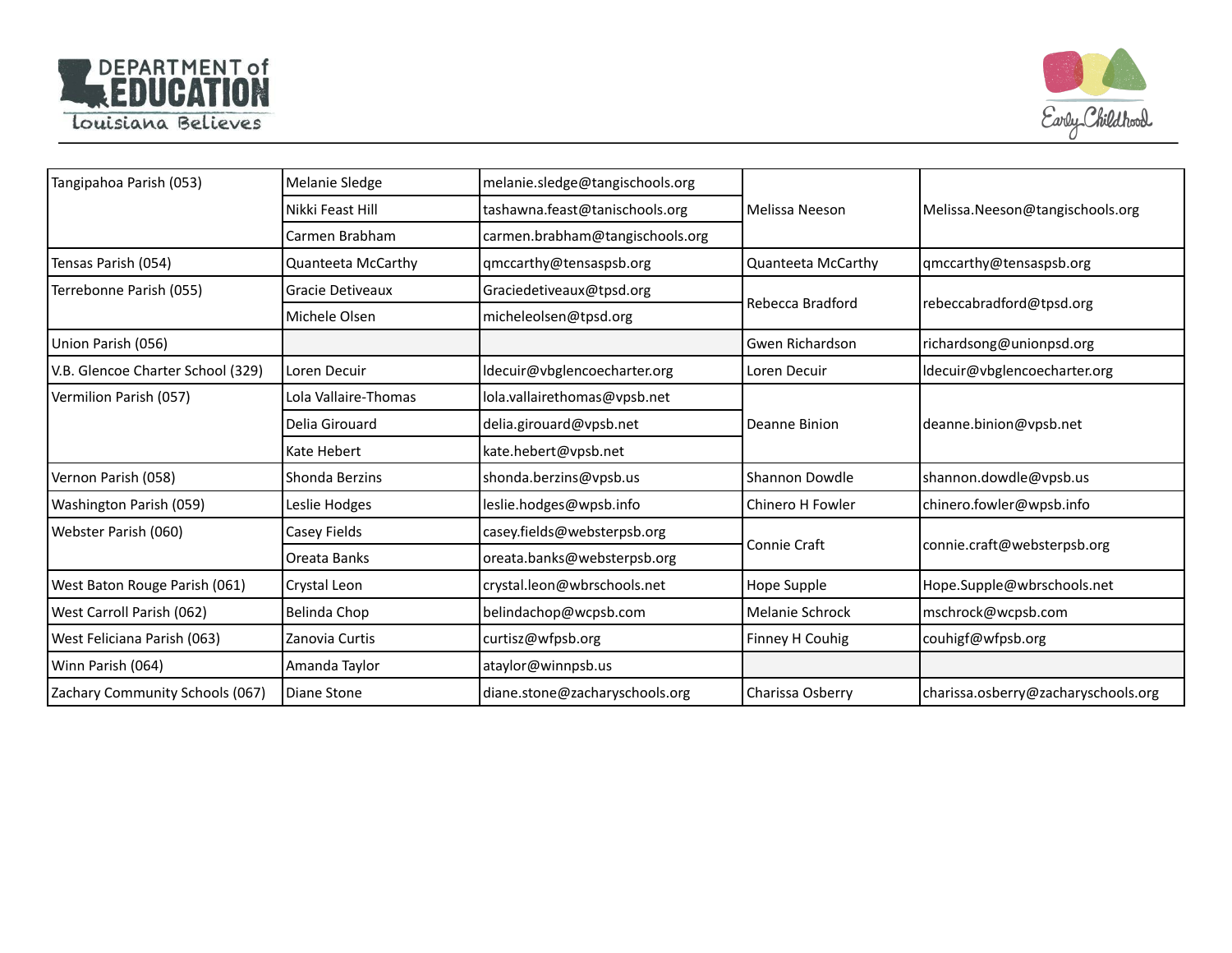| | | | | |
|---|---|---|---|---|
| Tangipahoa Parish (053) | Melanie Sledge | melanie.sledge@tangischools.org | Melissa Neeson | Melissa.Neeson@tangischools.org |
| | Nikki Feast Hill | tashawna.feast@tanischools.org | | |
| | Carmen Brabham | carmen.brabham@tangischools.org | | |
| Tensas Parish (054) | Quanteeta McCarthy | qmccarthy@tensaspsb.org | Quanteeta McCarthy | qmccarthy@tensaspsb.org |
| Terrebonne Parish (055) | Gracie Detiveaux | Graciedetiveaux@tpsd.org | Rebecca Bradford | rebeccabradford@tpsd.org |
| | Michele Olsen | micheleolsen@tpsd.org | | |
| Union Parish (056) | | | Gwen Richardson | richardsong@unionpsd.org |
| V.B. Glencoe Charter School (329) | Loren Decuir | ldecuir@vbglencoecharter.org | Loren Decuir | ldecuir@vbglencoecharter.org |
| Vermilion Parish (057) | Lola Vallaire-Thomas | lola.vallairethomas@vpsb.net | Deanne Binion | deanne.binion@vpsb.net |
| | Delia Girouard | delia.girouard@vpsb.net | | |
| | Kate Hebert | kate.hebert@vpsb.net | | |
| Vernon Parish (058) | Shonda Berzins | shonda.berzins@vpsb.us | Shannon Dowdle | shannon.dowdle@vpsb.us |
| Washington Parish (059) | Leslie Hodges | leslie.hodges@wpsb.info | Chinero H Fowler | chinero.fowler@wpsb.info |
| Webster Parish (060) | Casey Fields | casey.fields@websterpsb.org | Connie Craft | connie.craft@websterpsb.org |
| | Oreata Banks | oreata.banks@websterpsb.org | | |
| West Baton Rouge Parish (061) | Crystal Leon | crystal.leon@wbrschools.net | Hope Supple | Hope.Supple@wbrschools.net |
| West Carroll Parish (062) | Belinda Chop | belindachop@wcpsb.com | Melanie Schrock | mschrock@wcpsb.com |
| West Feliciana Parish (063) | Zanovia Curtis | curtisz@wfpsb.org | Finney H Couhig | couhigf@wfpsb.org |
| Winn Parish (064) | Amanda Taylor | ataylor@winnpsb.us | | |
| Zachary Community Schools (067) | Diane Stone | diane.stone@zacharyschools.org | Charissa Osberry | charissa.osberry@zacharyschools.org |